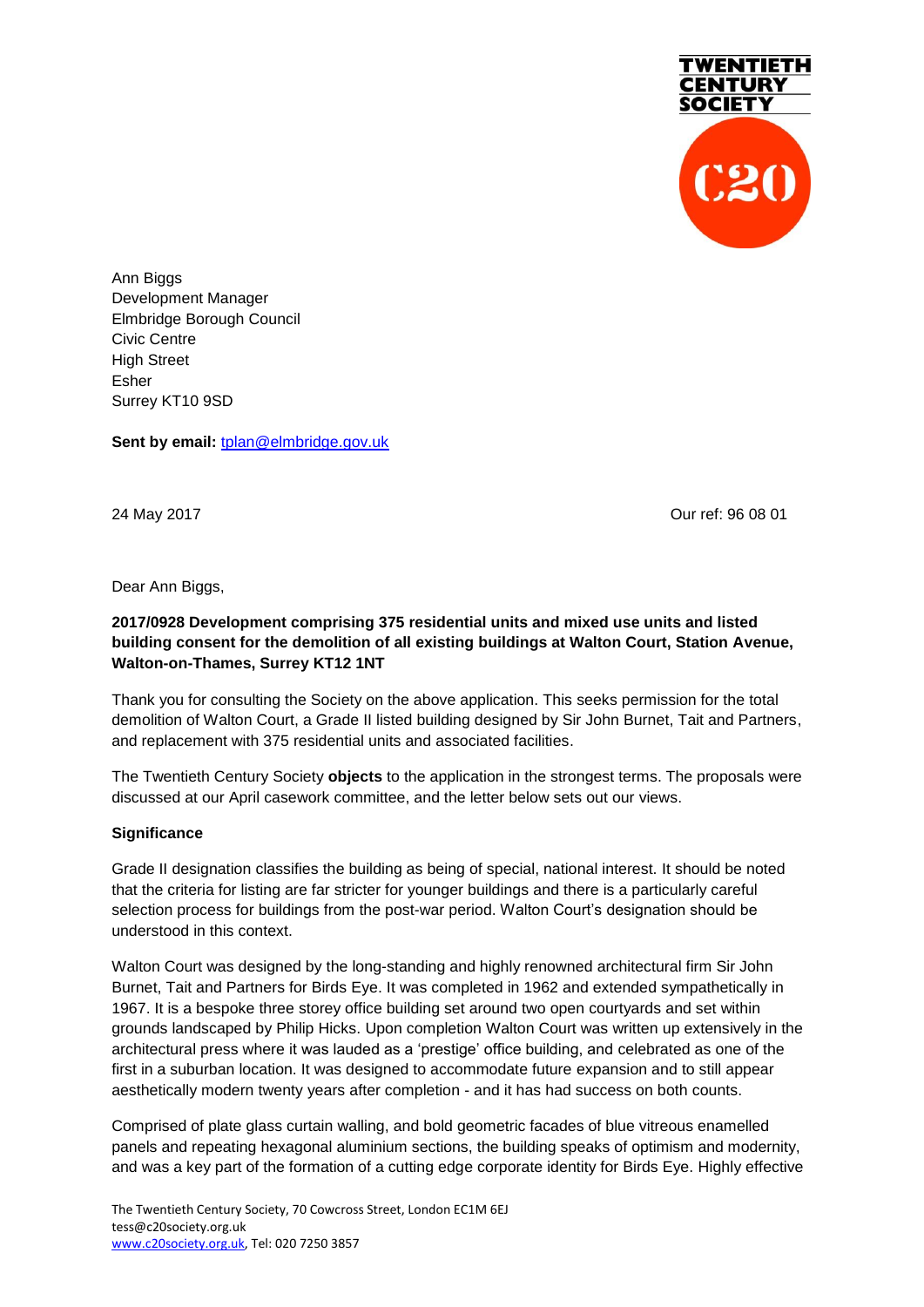TWENTIETH CENTURY SOCIETY

C20

Ann Biggs
Development Manager
Elmbridge Borough Council
Civic Centre
High Street
Esher
Surrey KT10 9SD

**Sent by email:** tplan@elmbridge.gov.uk

24 May 2017

Our ref: 96 08 01

Dear Ann Biggs,

**2017/0928 Development comprising 375 residential units and mixed use units and listed building consent for the demolition of all existing buildings at Walton Court, Station Avenue, Walton-on-Thames, Surrey KT12 1NT**

Thank you for consulting the Society on the above application. This seeks permission for the total demolition of Walton Court, a Grade II listed building designed by Sir John Burnet, Tait and Partners, and replacement with 375 residential units and associated facilities.

The Twentieth Century Society **objects** to the application in the strongest terms. The proposals were discussed at our April casework committee, and the letter below sets out our views.

**Significance**

Grade II designation classifies the building as being of special, national interest. It should be noted that the criteria for listing are far stricter for younger buildings and there is a particularly careful selection process for buildings from the post-war period. Walton Court's designation should be understood in this context.

Walton Court was designed by the long-standing and highly renowned architectural firm Sir John Burnet, Tait and Partners for Birds Eye. It was completed in 1962 and extended sympathetically in 1967. It is a bespoke three storey office building set around two open courtyards and set within grounds landscaped by Philip Hicks. Upon completion Walton Court was written up extensively in the architectural press where it was lauded as a 'prestige' office building, and celebrated as one of the first in a suburban location. It was designed to accommodate future expansion and to still appear aesthetically modern twenty years after completion - and it has had success on both counts.

Comprised of plate glass curtain walling, and bold geometric facades of blue vitreous enamelled panels and repeating hexagonal aluminium sections, the building speaks of optimism and modernity, and was a key part of the formation of a cutting edge corporate identity for Birds Eye. Highly effective

The Twentieth Century Society, 70 Cowcross Street, London EC1M 6EJ
tess@c20society.org.uk
www.c20society.org.uk, Tel: 020 7250 3857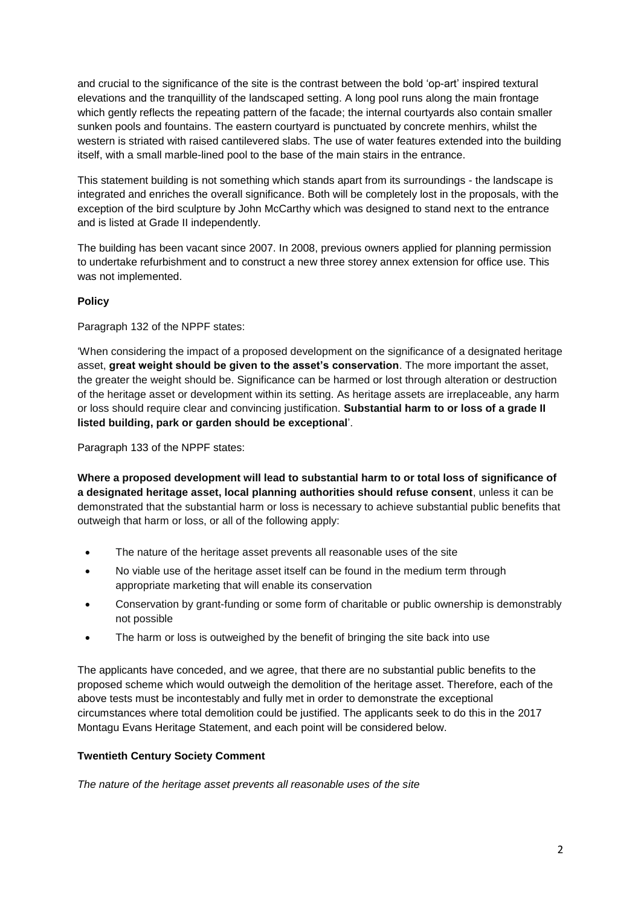and crucial to the significance of the site is the contrast between the bold 'op-art' inspired textural elevations and the tranquillity of the landscaped setting. A long pool runs along the main frontage which gently reflects the repeating pattern of the facade; the internal courtyards also contain smaller sunken pools and fountains. The eastern courtyard is punctuated by concrete menhirs, whilst the western is striated with raised cantilevered slabs. The use of water features extended into the building itself, with a small marble-lined pool to the base of the main stairs in the entrance.

This statement building is not something which stands apart from its surroundings - the landscape is integrated and enriches the overall significance. Both will be completely lost in the proposals, with the exception of the bird sculpture by John McCarthy which was designed to stand next to the entrance and is listed at Grade II independently.

The building has been vacant since 2007. In 2008, previous owners applied for planning permission to undertake refurbishment and to construct a new three storey annex extension for office use. This was not implemented.

**Policy**

Paragraph 132 of the NPPF states:

'When considering the impact of a proposed development on the significance of a designated heritage asset, **great weight should be given to the asset's conservation**. The more important the asset, the greater the weight should be. Significance can be harmed or lost through alteration or destruction of the heritage asset or development within its setting. As heritage assets are irreplaceable, any harm or loss should require clear and convincing justification. **Substantial harm to or loss of a grade II listed building, park or garden should be exceptional**'.

Paragraph 133 of the NPPF states:

**Where a proposed development will lead to substantial harm to or total loss of significance of a designated heritage asset, local planning authorities should refuse consent**, unless it can be demonstrated that the substantial harm or loss is necessary to achieve substantial public benefits that outweigh that harm or loss, or all of the following apply:

- The nature of the heritage asset prevents all reasonable uses of the site
- No viable use of the heritage asset itself can be found in the medium term through appropriate marketing that will enable its conservation
- Conservation by grant-funding or some form of charitable or public ownership is demonstrably not possible
- The harm or loss is outweighed by the benefit of bringing the site back into use

The applicants have conceded, and we agree, that there are no substantial public benefits to the proposed scheme which would outweigh the demolition of the heritage asset. Therefore, each of the above tests must be incontestably and fully met in order to demonstrate the exceptional circumstances where total demolition could be justified. The applicants seek to do this in the 2017 Montagu Evans Heritage Statement, and each point will be considered below.

**Twentieth Century Society Comment**

*The nature of the heritage asset prevents all reasonable uses of the site*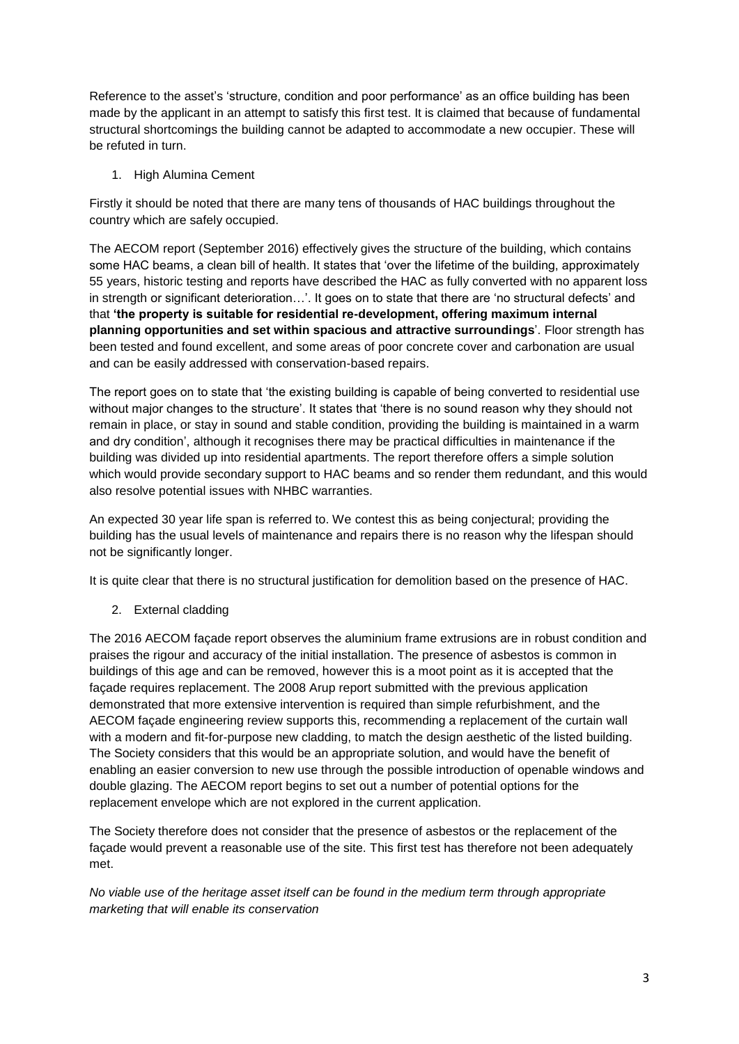Reference to the asset's 'structure, condition and poor performance' as an office building has been made by the applicant in an attempt to satisfy this first test. It is claimed that because of fundamental structural shortcomings the building cannot be adapted to accommodate a new occupier. These will be refuted in turn.

1. High Alumina Cement

Firstly it should be noted that there are many tens of thousands of HAC buildings throughout the country which are safely occupied.

The AECOM report (September 2016) effectively gives the structure of the building, which contains some HAC beams, a clean bill of health. It states that 'over the lifetime of the building, approximately 55 years, historic testing and reports have described the HAC as fully converted with no apparent loss in strength or significant deterioration…'. It goes on to state that there are 'no structural defects' and that **'the property is suitable for residential re-development, offering maximum internal planning opportunities and set within spacious and attractive surroundings**'. Floor strength has been tested and found excellent, and some areas of poor concrete cover and carbonation are usual and can be easily addressed with conservation-based repairs.

The report goes on to state that 'the existing building is capable of being converted to residential use without major changes to the structure'. It states that 'there is no sound reason why they should not remain in place, or stay in sound and stable condition, providing the building is maintained in a warm and dry condition', although it recognises there may be practical difficulties in maintenance if the building was divided up into residential apartments. The report therefore offers a simple solution which would provide secondary support to HAC beams and so render them redundant, and this would also resolve potential issues with NHBC warranties.

An expected 30 year life span is referred to. We contest this as being conjectural; providing the building has the usual levels of maintenance and repairs there is no reason why the lifespan should not be significantly longer.

It is quite clear that there is no structural justification for demolition based on the presence of HAC.

2. External cladding

The 2016 AECOM façade report observes the aluminium frame extrusions are in robust condition and praises the rigour and accuracy of the initial installation. The presence of asbestos is common in buildings of this age and can be removed, however this is a moot point as it is accepted that the façade requires replacement. The 2008 Arup report submitted with the previous application demonstrated that more extensive intervention is required than simple refurbishment, and the AECOM façade engineering review supports this, recommending a replacement of the curtain wall with a modern and fit-for-purpose new cladding, to match the design aesthetic of the listed building. The Society considers that this would be an appropriate solution, and would have the benefit of enabling an easier conversion to new use through the possible introduction of openable windows and double glazing. The AECOM report begins to set out a number of potential options for the replacement envelope which are not explored in the current application.

The Society therefore does not consider that the presence of asbestos or the replacement of the façade would prevent a reasonable use of the site. This first test has therefore not been adequately met.

*No viable use of the heritage asset itself can be found in the medium term through appropriate marketing that will enable its conservation*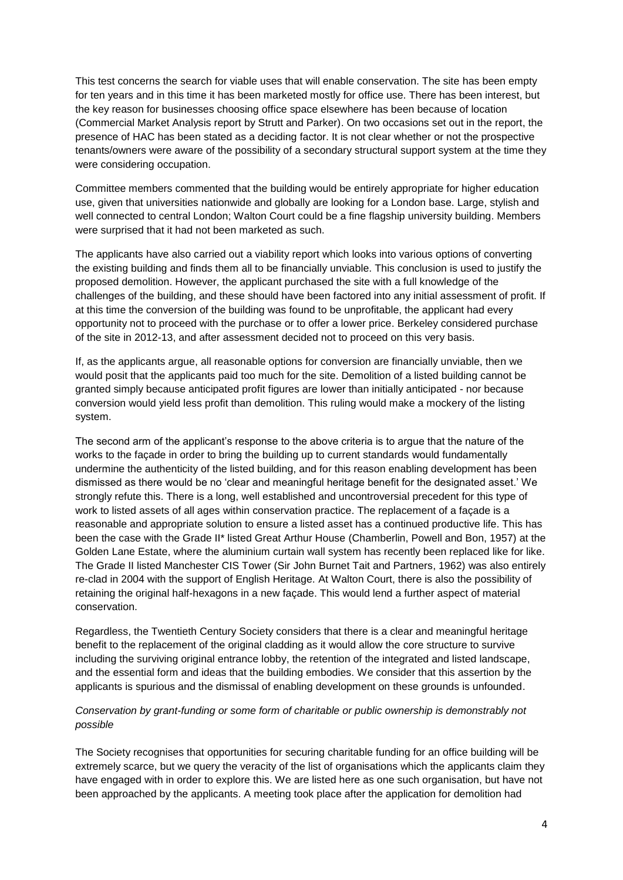This test concerns the search for viable uses that will enable conservation. The site has been empty for ten years and in this time it has been marketed mostly for office use. There has been interest, but the key reason for businesses choosing office space elsewhere has been because of location (Commercial Market Analysis report by Strutt and Parker). On two occasions set out in the report, the presence of HAC has been stated as a deciding factor. It is not clear whether or not the prospective tenants/owners were aware of the possibility of a secondary structural support system at the time they were considering occupation.

Committee members commented that the building would be entirely appropriate for higher education use, given that universities nationwide and globally are looking for a London base. Large, stylish and well connected to central London; Walton Court could be a fine flagship university building. Members were surprised that it had not been marketed as such.

The applicants have also carried out a viability report which looks into various options of converting the existing building and finds them all to be financially unviable. This conclusion is used to justify the proposed demolition. However, the applicant purchased the site with a full knowledge of the challenges of the building, and these should have been factored into any initial assessment of profit. If at this time the conversion of the building was found to be unprofitable, the applicant had every opportunity not to proceed with the purchase or to offer a lower price. Berkeley considered purchase of the site in 2012-13, and after assessment decided not to proceed on this very basis.

If, as the applicants argue, all reasonable options for conversion are financially unviable, then we would posit that the applicants paid too much for the site. Demolition of a listed building cannot be granted simply because anticipated profit figures are lower than initially anticipated - nor because conversion would yield less profit than demolition. This ruling would make a mockery of the listing system.

The second arm of the applicant's response to the above criteria is to argue that the nature of the works to the façade in order to bring the building up to current standards would fundamentally undermine the authenticity of the listed building, and for this reason enabling development has been dismissed as there would be no 'clear and meaningful heritage benefit for the designated asset.' We strongly refute this. There is a long, well established and uncontroversial precedent for this type of work to listed assets of all ages within conservation practice. The replacement of a façade is a reasonable and appropriate solution to ensure a listed asset has a continued productive life. This has been the case with the Grade II* listed Great Arthur House (Chamberlin, Powell and Bon, 1957) at the Golden Lane Estate, where the aluminium curtain wall system has recently been replaced like for like. The Grade II listed Manchester CIS Tower (Sir John Burnet Tait and Partners, 1962) was also entirely re-clad in 2004 with the support of English Heritage. At Walton Court, there is also the possibility of retaining the original half-hexagons in a new façade. This would lend a further aspect of material conservation.

Regardless, the Twentieth Century Society considers that there is a clear and meaningful heritage benefit to the replacement of the original cladding as it would allow the core structure to survive including the surviving original entrance lobby, the retention of the integrated and listed landscape, and the essential form and ideas that the building embodies. We consider that this assertion by the applicants is spurious and the dismissal of enabling development on these grounds is unfounded.

*Conservation by grant-funding or some form of charitable or public ownership is demonstrably not possible*

The Society recognises that opportunities for securing charitable funding for an office building will be extremely scarce, but we query the veracity of the list of organisations which the applicants claim they have engaged with in order to explore this. We are listed here as one such organisation, but have not been approached by the applicants. A meeting took place after the application for demolition had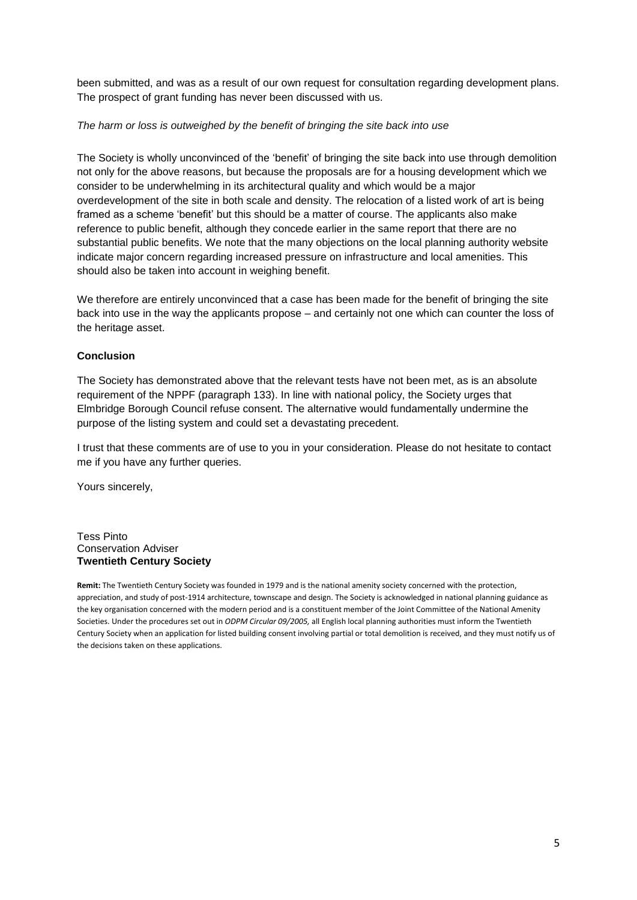been submitted, and was as a result of our own request for consultation regarding development plans. The prospect of grant funding has never been discussed with us.

*The harm or loss is outweighed by the benefit of bringing the site back into use*

The Society is wholly unconvinced of the 'benefit' of bringing the site back into use through demolition not only for the above reasons, but because the proposals are for a housing development which we consider to be underwhelming in its architectural quality and which would be a major overdevelopment of the site in both scale and density. The relocation of a listed work of art is being framed as a scheme 'benefit' but this should be a matter of course. The applicants also make reference to public benefit, although they concede earlier in the same report that there are no substantial public benefits. We note that the many objections on the local planning authority website indicate major concern regarding increased pressure on infrastructure and local amenities. This should also be taken into account in weighing benefit.

We therefore are entirely unconvinced that a case has been made for the benefit of bringing the site back into use in the way the applicants propose – and certainly not one which can counter the loss of the heritage asset.

**Conclusion**

The Society has demonstrated above that the relevant tests have not been met, as is an absolute requirement of the NPPF (paragraph 133). In line with national policy, the Society urges that Elmbridge Borough Council refuse consent. The alternative would fundamentally undermine the purpose of the listing system and could set a devastating precedent.

I trust that these comments are of use to you in your consideration. Please do not hesitate to contact me if you have any further queries.

Yours sincerely,

Tess Pinto
Conservation Adviser
**Twentieth Century Society**

**Remit:** The Twentieth Century Society was founded in 1979 and is the national amenity society concerned with the protection, appreciation, and study of post-1914 architecture, townscape and design. The Society is acknowledged in national planning guidance as the key organisation concerned with the modern period and is a constituent member of the Joint Committee of the National Amenity Societies. Under the procedures set out in *ODPM Circular 09/2005,* all English local planning authorities must inform the Twentieth Century Society when an application for listed building consent involving partial or total demolition is received, and they must notify us of the decisions taken on these applications.